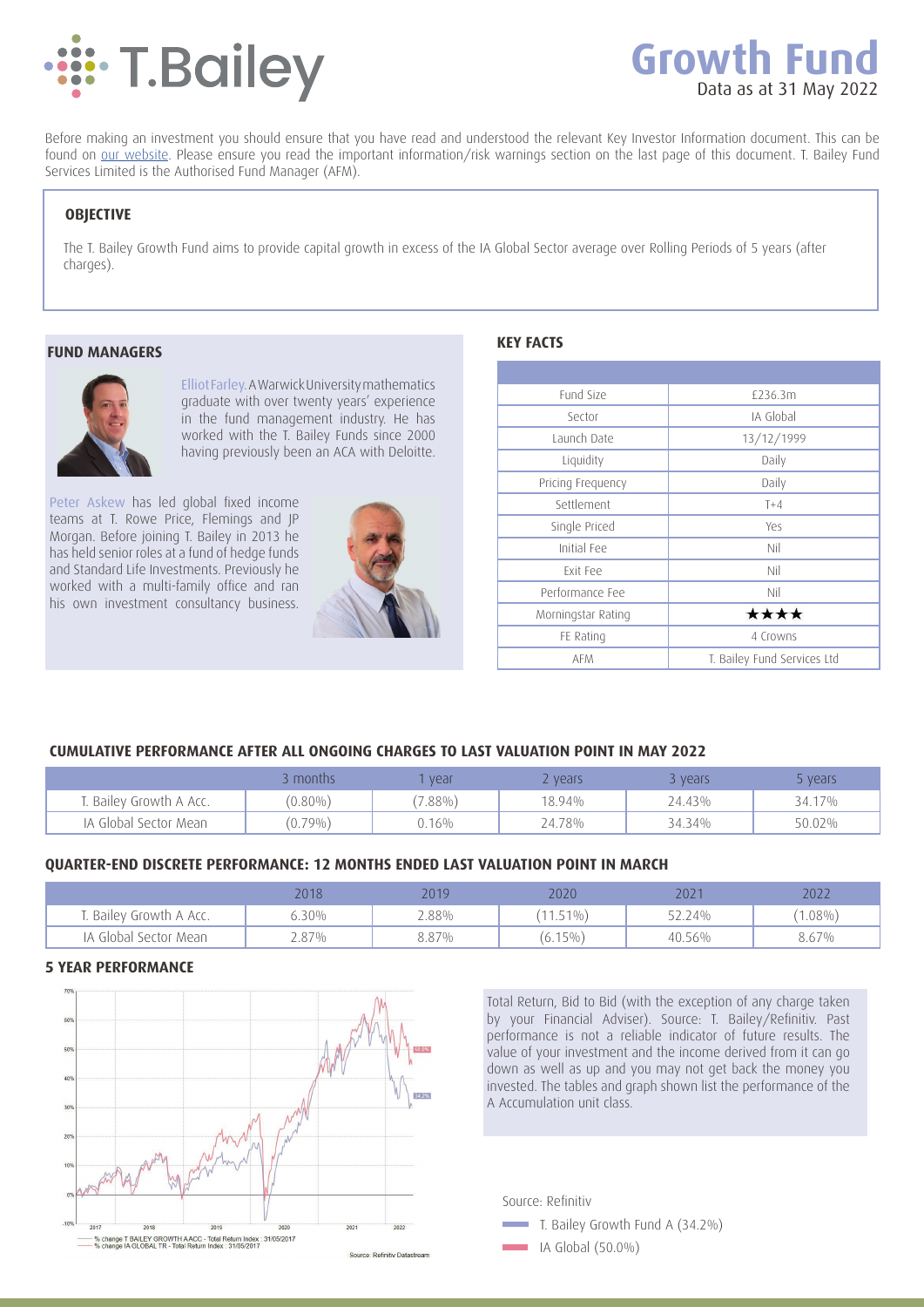# T.Bailey

# Growth Fund

Data as at 31 May 2022

Before making an investment you should ensure that you have read and understood the relevant Key Investor Information document. This can be found on our website. Please ensure you read the important information/risk warnings section on the last page of this document. T. Bailey Fund Services Limited is the Authorised Fund Manager (AFM).

## OBJECTIVE

The T. Bailey Growth Fund aims to provide capital growth in excess of the IA Global Sector average over Rolling Periods of 5 years (after charges).

## FUND MANAGERS

Elliot Farley. A Warwick University mathematics graduate with over twenty years' experience in the fund management industry. He has worked with the T. Bailey Funds since 2000 having previously been an ACA with Deloitte.

Peter Askew has led global fixed income teams at T. Rowe Price, Flemings and JP Morgan. Before joining T. Bailey in 2013 he has held senior roles at a fund of hedge funds and Standard Life Investments. Previously he worked with a multi-family office and ran his own investment consultancy business.

## KEY FACTS

| | |
|---|---|
| Fund Size | £236.3m |
| Sector | IA Global |
| Launch Date | 13/12/1999 |
| Liquidity | Daily |
| Pricing Frequency | Daily |
| Settlement | T+4 |
| Single Priced | Yes |
| Initial Fee | Nil |
| Exit Fee | Nil |
| Performance Fee | Nil |
| Morningstar Rating | ★★★★ |
| FE Rating | 4 Crowns |
| AFM | T. Bailey Fund Services Ltd |

## CUMULATIVE PERFORMANCE AFTER ALL ONGOING CHARGES TO LAST VALUATION POINT IN MAY 2022

| | 3 months | 1 year | 2 years | 3 years | 5 years |
|---|---|---|---|---|---|
| T. Bailey Growth A Acc. | (0.80%) | (7.88%) | 18.94% | 24.43% | 34.17% |
| IA Global Sector Mean | (0.79%) | 0.16% | 24.78% | 34.34% | 50.02% |

## QUARTER-END DISCRETE PERFORMANCE: 12 MONTHS ENDED LAST VALUATION POINT IN MARCH

| | 2018 | 2019 | 2020 | 2021 | 2022 |
|---|---|---|---|---|---|
| T. Bailey Growth A Acc. | 6.30% | 2.88% | (11.51%) | 52.24% | (1.08%) |
| IA Global Sector Mean | 2.87% | 8.87% | (6.15%) | 40.56% | 8.67% |

## 5 YEAR PERFORMANCE

Total Return, Bid to Bid (with the exception of any charge taken by your Financial Adviser). Source: T. Bailey/Refinitiv. Past performance is not a reliable indicator of future results. The value of your investment and the income derived from it can go down as well as up and you may not get back the money you invested. The tables and graph shown list the performance of the A Accumulation unit class.

Source: Refinitiv

- T. Bailey Growth Fund A (34.2%)
- IA Global (50.0%)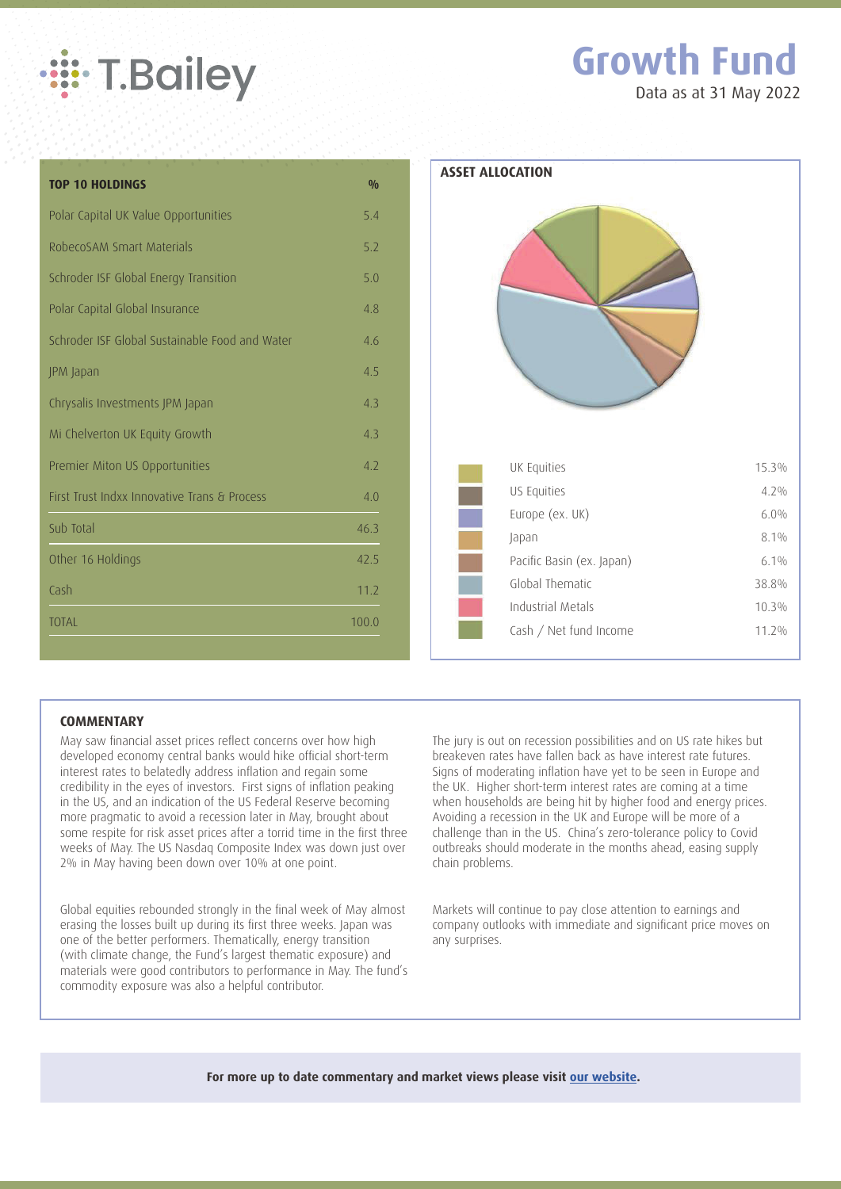# T.Bailey

# Growth Fund

Data as at 31 May 2022

| TOP 10 HOLDINGS | % |
| --- | --- |
| Polar Capital UK Value Opportunities | 5.4 |
| RobecoSAM Smart Materials | 5.2 |
| Schroder ISF Global Energy Transition | 5.0 |
| Polar Capital Global Insurance | 4.8 |
| Schroder ISF Global Sustainable Food and Water | 4.6 |
| JPM Japan | 4.5 |
| Chrysalis Investments JPM Japan | 4.3 |
| Mi Chelverton UK Equity Growth | 4.3 |
| Premier Miton US Opportunities | 4.2 |
| First Trust Indxx Innovative Trans & Process | 4.0 |
| Sub Total | 46.3 |
| Other 16 Holdings | 42.5 |
| Cash | 11.2 |
| TOTAL | 100.0 |

## ASSET ALLOCATION

| Asset | % |
| --- | --- |
| UK Equities | 15.3% |
| US Equities | 4.2% |
| Europe (ex. UK) | 6.0% |
| Japan | 8.1% |
| Pacific Basin (ex. Japan) | 6.1% |
| Global Thematic | 38.8% |
| Industrial Metals | 10.3% |
| Cash / Net fund Income | 11.2% |

## COMMENTARY

May saw financial asset prices reflect concerns over how high developed economy central banks would hike official short-term interest rates to belatedly address inflation and regain some credibility in the eyes of investors. First signs of inflation peaking in the US, and an indication of the US Federal Reserve becoming more pragmatic to avoid a recession later in May, brought about some respite for risk asset prices after a torrid time in the first three weeks of May. The US Nasdaq Composite Index was down just over 2% in May having been down over 10% at one point.

Global equities rebounded strongly in the final week of May almost erasing the losses built up during its first three weeks. Japan was one of the better performers. Thematically, energy transition (with climate change, the Fund's largest thematic exposure) and materials were good contributors to performance in May. The fund's commodity exposure was also a helpful contributor.

The jury is out on recession possibilities and on US rate hikes but breakeven rates have fallen back as have interest rate futures. Signs of moderating inflation have yet to be seen in Europe and the UK. Higher short-term interest rates are coming at a time when households are being hit by higher food and energy prices. Avoiding a recession in the UK and Europe will be more of a challenge than in the US. China's zero-tolerance policy to Covid outbreaks should moderate in the months ahead, easing supply chain problems.

Markets will continue to pay close attention to earnings and company outlooks with immediate and significant price moves on any surprises.

**For more up to date commentary and market views please visit our website.**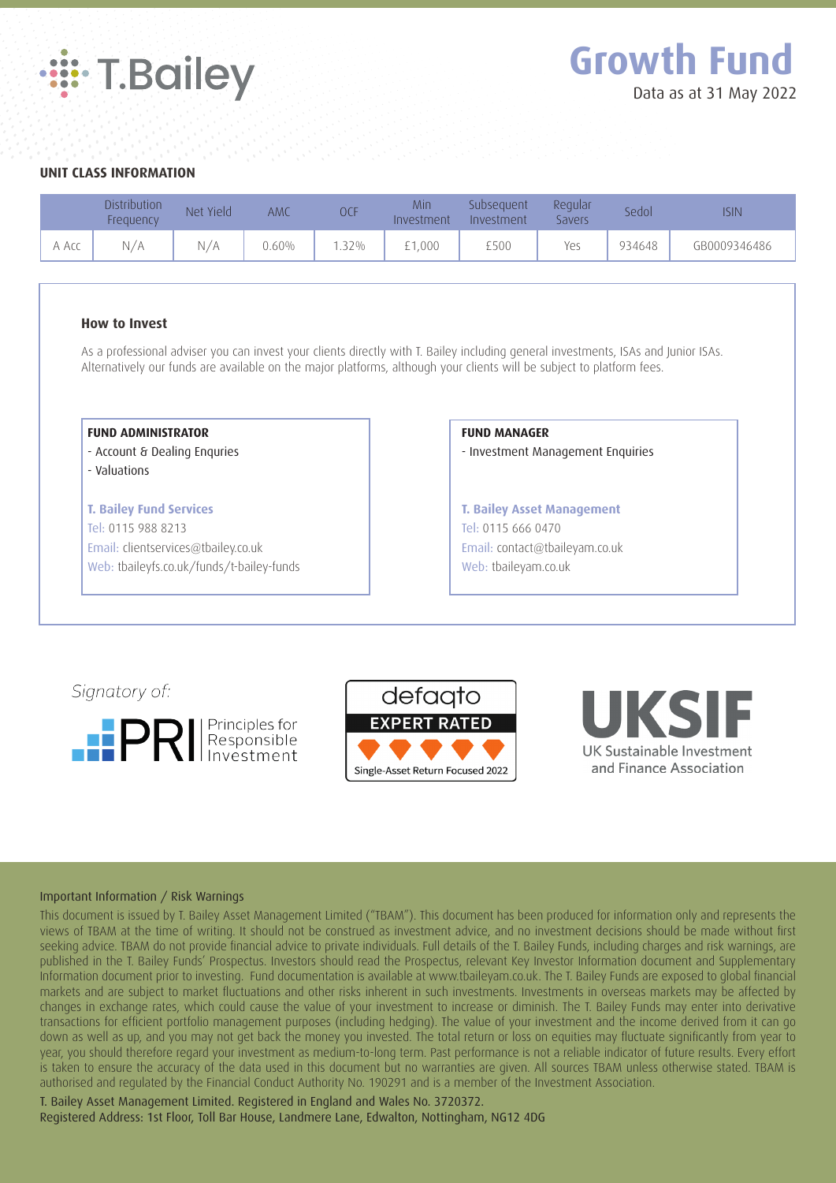# Growth Fund

Data as at 31 May 2022

## UNIT CLASS INFORMATION

| | Distribution Frequency | Net Yield | AMC | OCF | Min Investment | Subsequent Investment | Regular Savers | Sedol | ISIN |
|---|---|---|---|---|---|---|---|---|---|
| A Acc | N/A | N/A | 0.60% | 1.32% | £1,000 | £500 | Yes | 934648 | GB0009346486 |

### How to Invest

As a professional adviser you can invest your clients directly with T. Bailey including general investments, ISAs and Junior ISAs. Alternatively our funds are available on the major platforms, although your clients will be subject to platform fees.

**FUND ADMINISTRATOR**

- Account & Dealing Enquiries
- Valuations

**T. Bailey Fund Services**
Tel: 0115 988 8213
Email: clientservices@tbailey.co.uk
Web: tbaileyfs.co.uk/funds/t-bailey-funds

**FUND MANAGER**

- Investment Management Enquiries

**T. Bailey Asset Management**
Tel: 0115 666 0470
Email: contact@tbaileyam.co.uk
Web: tbaileyam.co.uk

*Signatory of:*

PRI Principles for Responsible Investment

defaqto EXPERT RATED Single-Asset Return Focused 2022

UKSIF UK Sustainable Investment and Finance Association

Important Information / Risk Warnings

This document is issued by T. Bailey Asset Management Limited ("TBAM"). This document has been produced for information only and represents the views of TBAM at the time of writing. It should not be construed as investment advice, and no investment decisions should be made without first seeking advice. TBAM do not provide financial advice to private individuals. Full details of the T. Bailey Funds, including charges and risk warnings, are published in the T. Bailey Funds' Prospectus. Investors should read the Prospectus, relevant Key Investor Information document and Supplementary Information document prior to investing. Fund documentation is available at www.tbaileyam.co.uk. The T. Bailey Funds are exposed to global financial markets and are subject to market fluctuations and other risks inherent in such investments. Investments in overseas markets may be affected by changes in exchange rates, which could cause the value of your investment to increase or diminish. The T. Bailey Funds may enter into derivative transactions for efficient portfolio management purposes (including hedging). The value of your investment and the income derived from it can go down as well as up, and you may not get back the money you invested. The total return or loss on equities may fluctuate significantly from year to year, you should therefore regard your investment as medium-to-long term. Past performance is not a reliable indicator of future results. Every effort is taken to ensure the accuracy of the data used in this document but no warranties are given. All sources TBAM unless otherwise stated. TBAM is authorised and regulated by the Financial Conduct Authority No. 190291 and is a member of the Investment Association.

T. Bailey Asset Management Limited. Registered in England and Wales No. 3720372.
Registered Address: 1st Floor, Toll Bar House, Landmere Lane, Edwalton, Nottingham, NG12 4DG